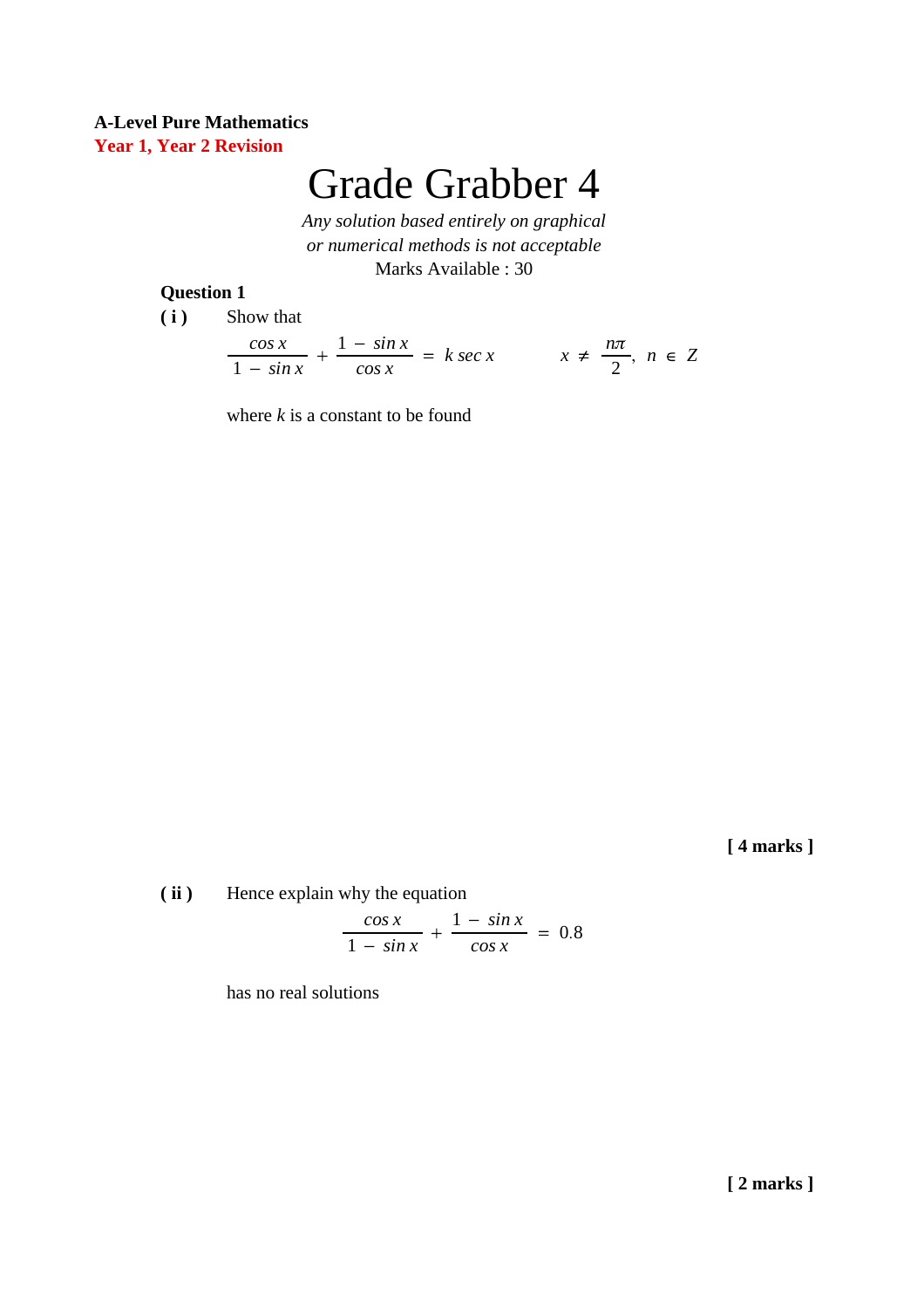**A-Level Pure Mathematics**
**Year 1, Year 2 Revision**

# Grade Grabber 4

*Any solution based entirely on graphical or numerical methods is not acceptable*

Marks Available : 30

**Question 1**

**( i )** Show that

$$\frac{\cos x}{1 - \sin x} + \frac{1 - \sin x}{\cos x} = k \sec x \qquad x \neq \frac{n\pi}{2},\ n \in Z$$

where $k$ is a constant to be found

**[ 4 marks ]**

**( ii )** Hence explain why the equation

$$\frac{\cos x}{1 - \sin x} + \frac{1 - \sin x}{\cos x} = 0.8$$

has no real solutions

**[ 2 marks ]**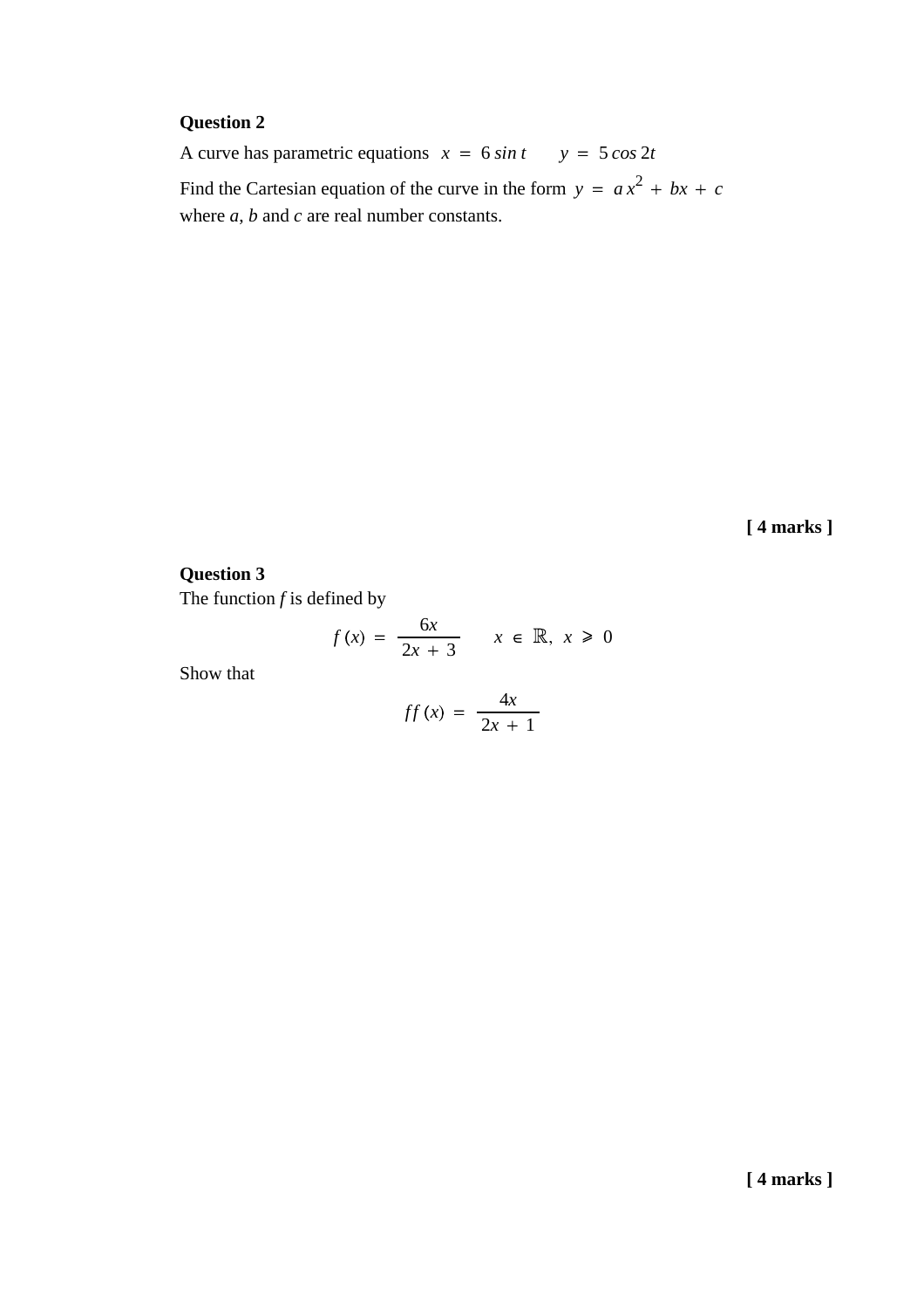**Question 2**

A curve has parametric equations $x = 6 \sin t \qquad y = 5 \cos 2t$

Find the Cartesian equation of the curve in the form $y = ax^2 + bx + c$ where $a$, $b$ and $c$ are real number constants.

**[ 4 marks ]**

**Question 3**

The function $f$ is defined by

$$f(x) = \frac{6x}{2x + 3} \qquad x \in \mathbb{R},\ x \geqslant 0$$

Show that

$$ff(x) = \frac{4x}{2x + 1}$$

**[ 4 marks ]**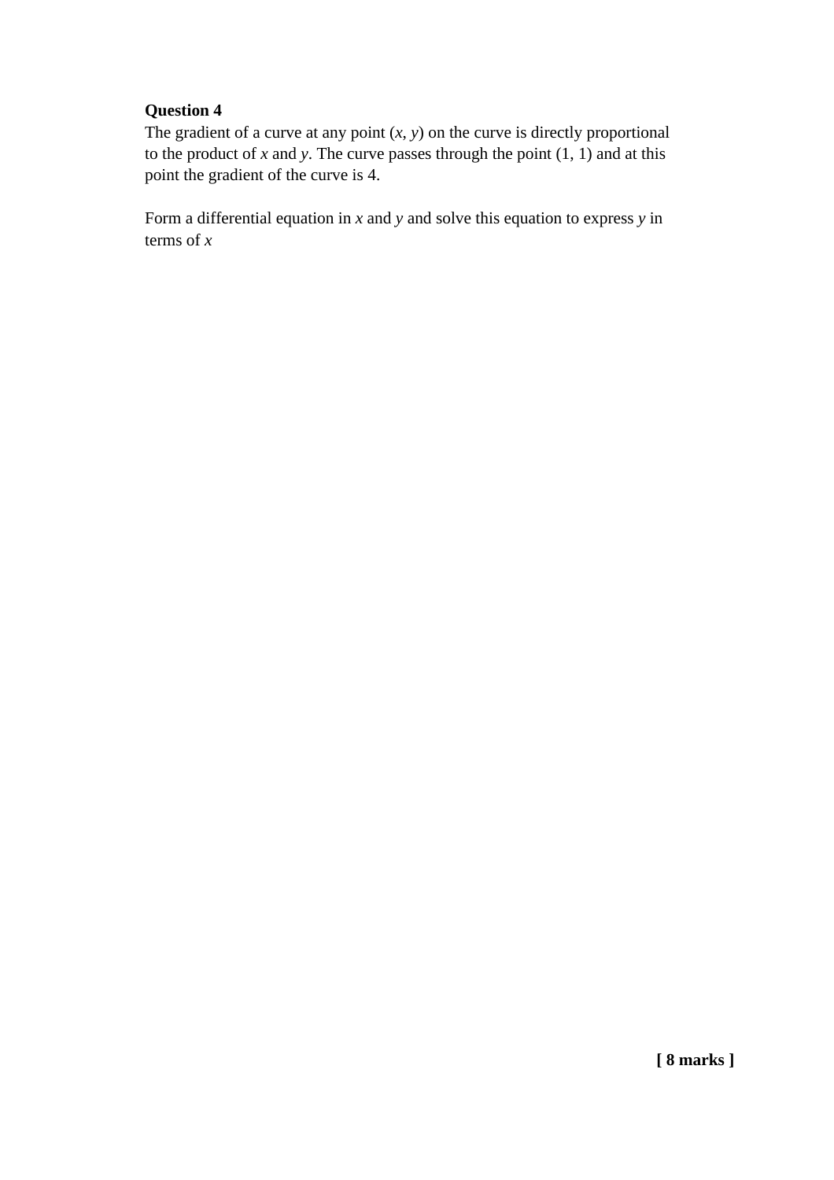**Question 4**

The gradient of a curve at any point ($x$, $y$) on the curve is directly proportional to the product of $x$ and $y$. The curve passes through the point (1, 1) and at this point the gradient of the curve is 4.

Form a differential equation in $x$ and $y$ and solve this equation to express $y$ in terms of $x$

**[ 8 marks ]**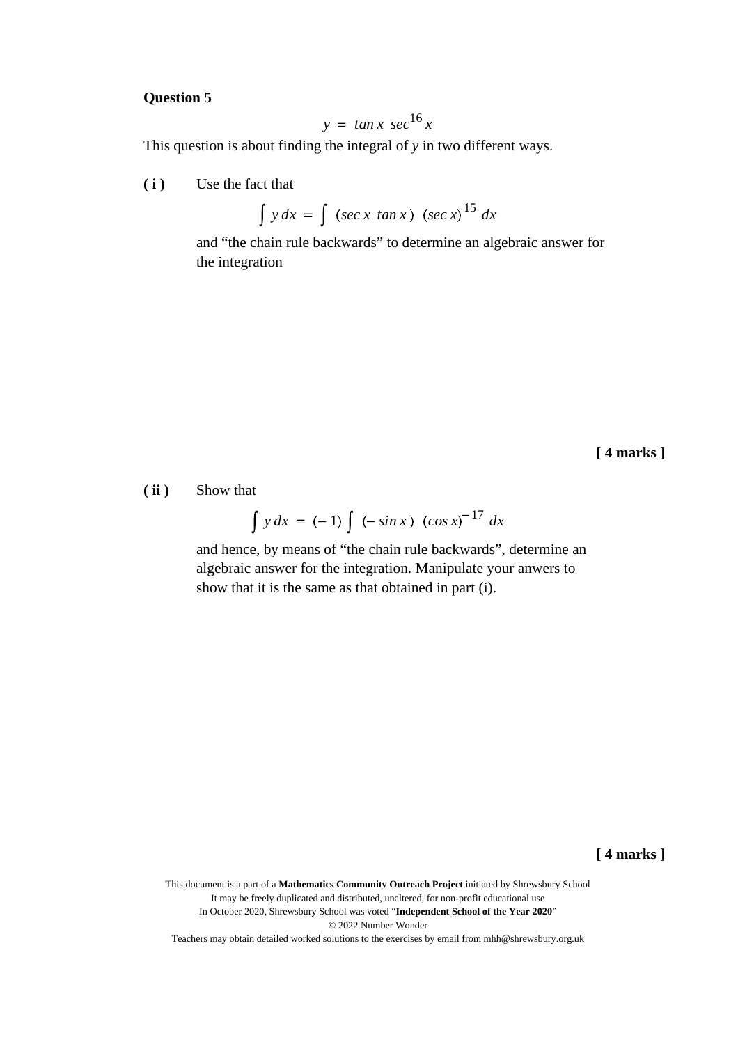**Question 5**

$$y = \tan x \ \sec^{16} x$$

This question is about finding the integral of $y$ in two different ways.

**( i )** Use the fact that

$$\int y \, dx = \int (\sec x \ \tan x) \ (\sec x)^{15} \ dx$$

and "the chain rule backwards" to determine an algebraic answer for the integration

**[ 4 marks ]**

**( ii )** Show that

$$\int y \, dx = (-1) \int (-\sin x) \ (\cos x)^{-17} \ dx$$

and hence, by means of "the chain rule backwards", determine an algebraic answer for the integration. Manipulate your anwers to show that it is the same as that obtained in part (i).

**[ 4 marks ]**

This document is a part of a **Mathematics Community Outreach Project** initiated by Shrewsbury School
It may be freely duplicated and distributed, unaltered, for non-profit educational use
In October 2020, Shrewsbury School was voted "**Independent School of the Year 2020**"
© 2022 Number Wonder
Teachers may obtain detailed worked solutions to the exercises by email from mhh@shrewsbury.org.uk